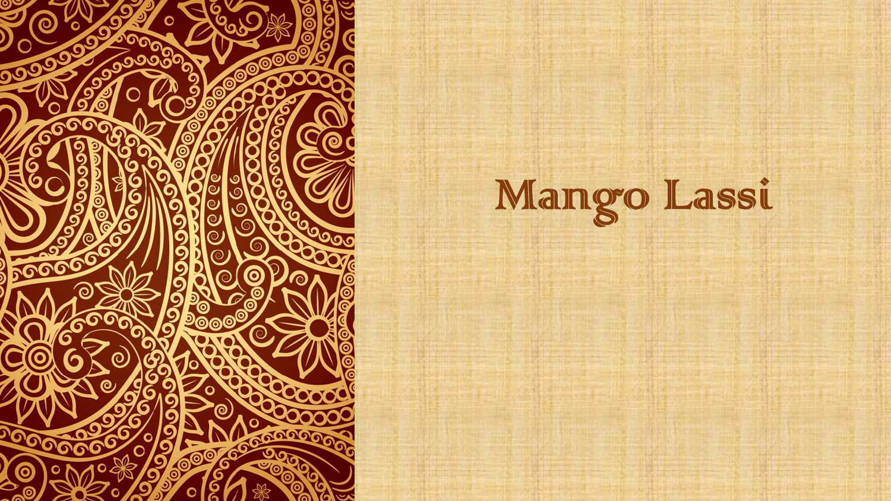# Mango Lassi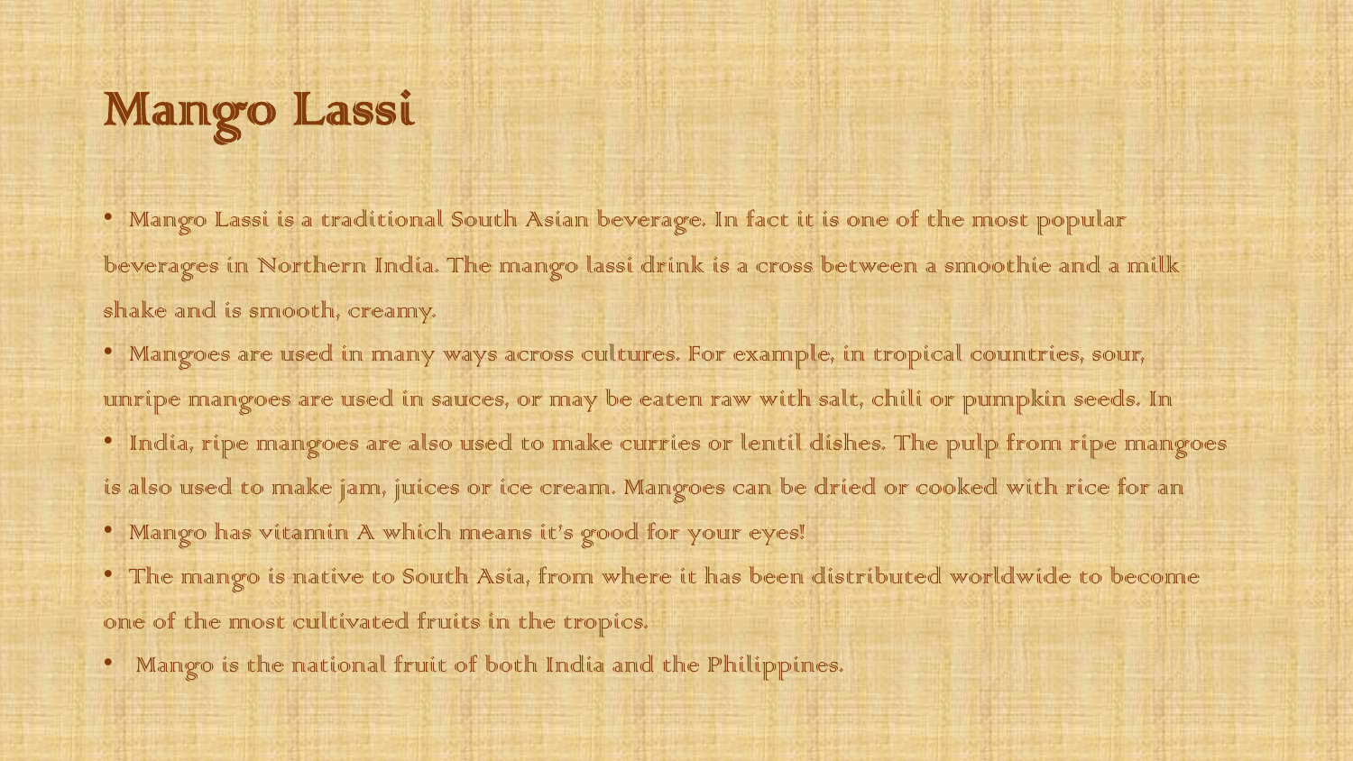# Mango Lassi

- Mango Lassi is a traditional South Asian beverage. In fact it is one of the most popular beverages in Northern India. The mango lassi drink is a cross between a smoothie and a milk shake and is smooth, creamy.
- Mangoes are used in many ways across cultures. For example, in tropical countries, sour, unripe mangoes are used in sauces, or may be eaten raw with salt, chili or pumpkin seeds. In
- India, ripe mangoes are also used to make curries or lentil dishes. The pulp from ripe mangoes is also used to make jam, juices or ice cream. Mangoes can be dried or cooked with rice for an
- Mango has vitamin A which means it's good for your eyes!
- The mango is native to South Asia, from where it has been distributed worldwide to become one of the most cultivated fruits in the tropics.
- Mango is the national fruit of both India and the Philippines.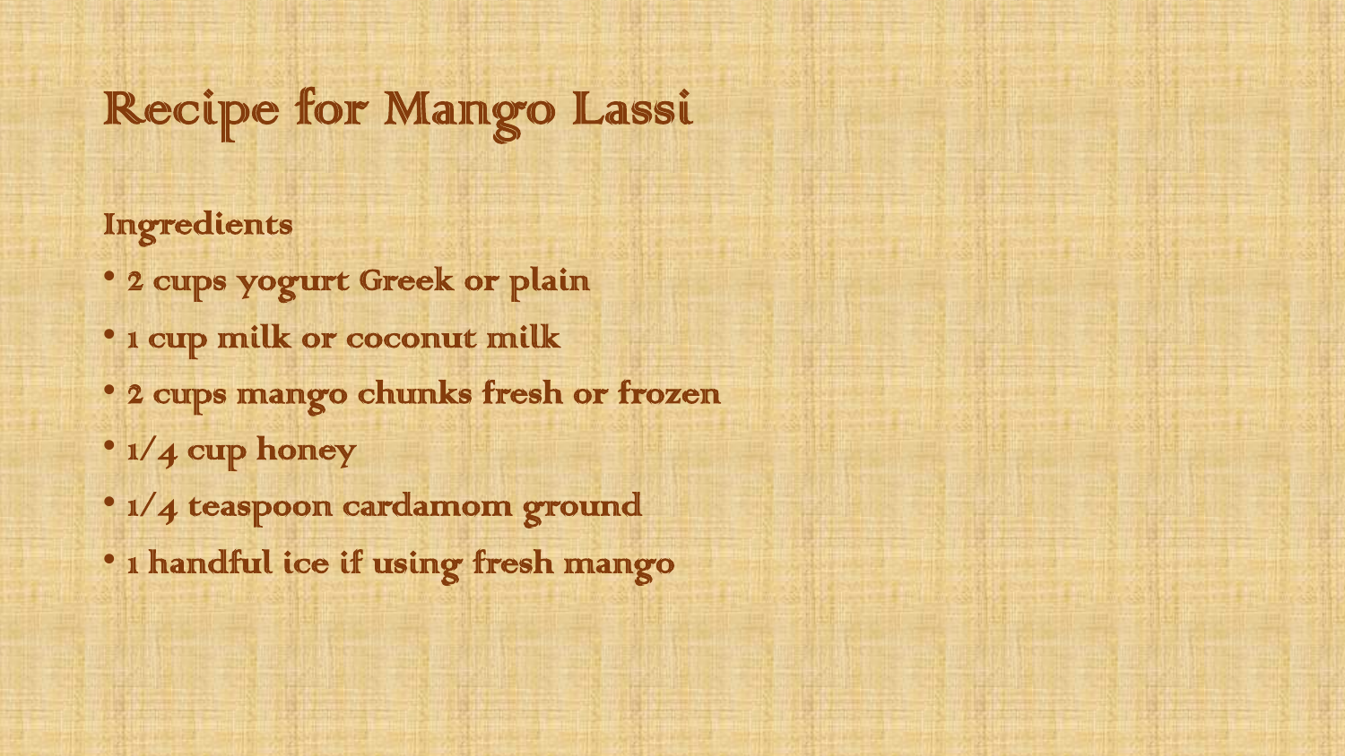# Recipe for Mango Lassi

## Ingredients

- 2 cups yogurt Greek or plain
- 1 cup milk or coconut milk
- 2 cups mango chunks fresh or frozen
- 1/4 cup honey
- 1/4 teaspoon cardamom ground
- 1 handful ice if using fresh mango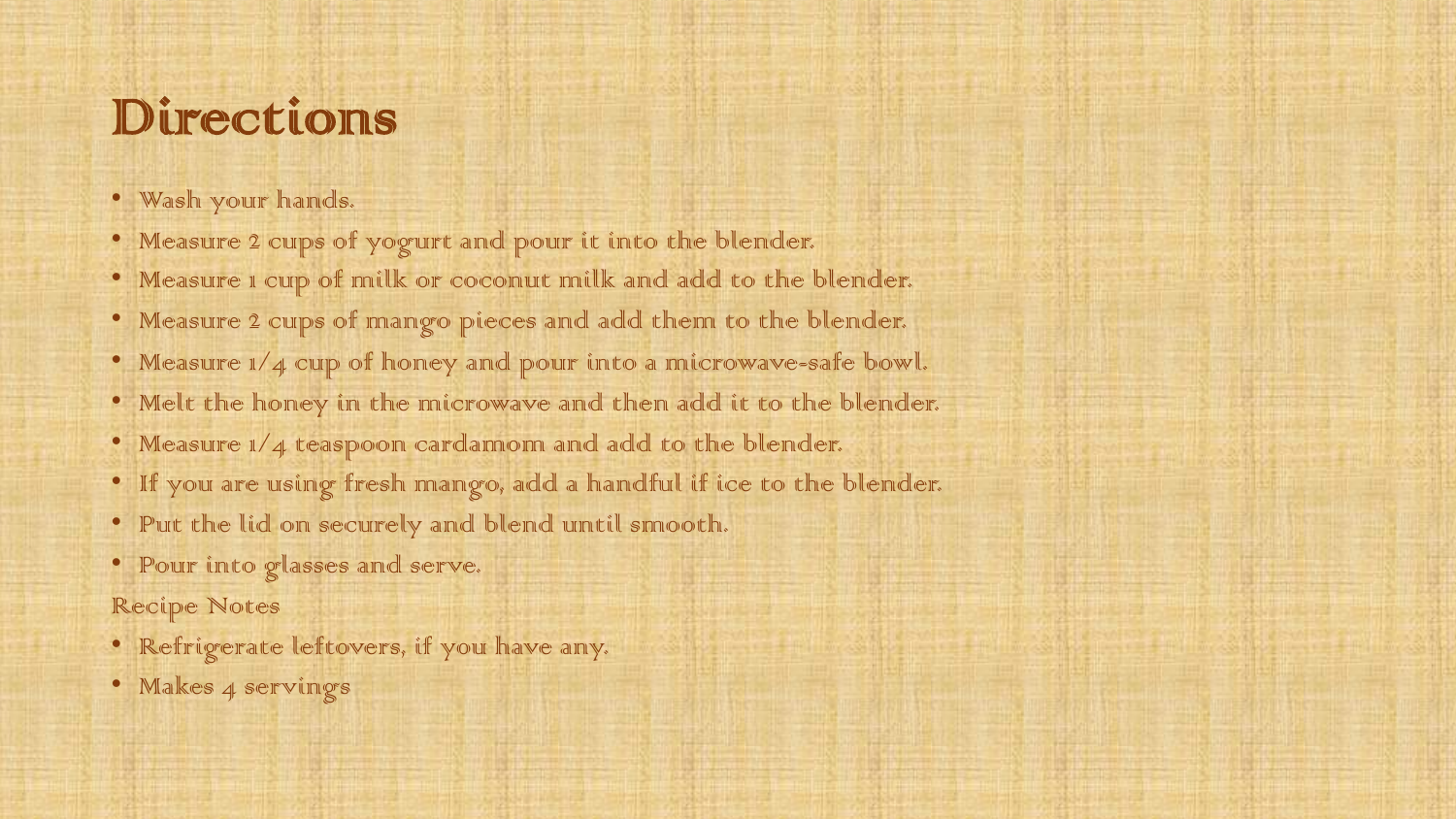# Directions

- Wash your hands.
- Measure 2 cups of yogurt and pour it into the blender.
- Measure 1 cup of milk or coconut milk and add to the blender.
- Measure 2 cups of mango pieces and add them to the blender.
- Measure 1/4 cup of honey and pour into a microwave-safe bowl.
- Melt the honey in the microwave and then add it to the blender.
- Measure 1/4 teaspoon cardamom and add to the blender.
- If you are using fresh mango, add a handful if ice to the blender.
- Put the lid on securely and blend until smooth.
- Pour into glasses and serve.

Recipe Notes

- Refrigerate leftovers, if you have any.
- Makes 4 servings